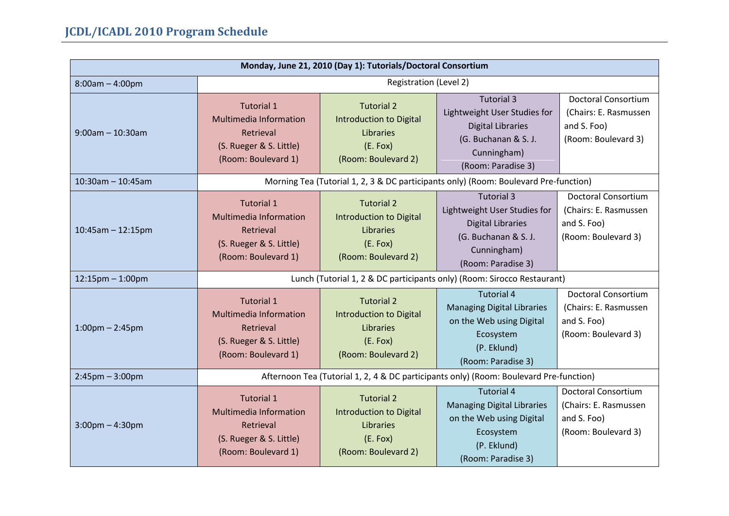# JCDL/ICADL 2010 Program Schedule

| Monday, June 21, 2010 (Day 1): Tutorials/Doctoral Consortium | | | | |
|---|---|---|---|---|
| 8:00am – 4:00pm | Registration (Level 2) | | | |
| 9:00am – 10:30am | Tutorial 1<br>Multimedia Information Retrieval<br>(S. Rueger & S. Little)<br>(Room: Boulevard 1) | Tutorial 2<br>Introduction to Digital Libraries<br>(E. Fox)<br>(Room: Boulevard 2) | Tutorial 3<br>Lightweight User Studies for Digital Libraries<br>(G. Buchanan & S. J. Cunningham)<br>(Room: Paradise 3) | Doctoral Consortium<br>(Chairs: E. Rasmussen and S. Foo)<br>(Room: Boulevard 3) |
| 10:30am – 10:45am | Morning Tea (Tutorial 1, 2, 3 & DC participants only) (Room: Boulevard Pre-function) | | | |
| 10:45am – 12:15pm | Tutorial 1<br>Multimedia Information Retrieval<br>(S. Rueger & S. Little)<br>(Room: Boulevard 1) | Tutorial 2<br>Introduction to Digital Libraries<br>(E. Fox)<br>(Room: Boulevard 2) | Tutorial 3<br>Lightweight User Studies for Digital Libraries<br>(G. Buchanan & S. J. Cunningham)<br>(Room: Paradise 3) | Doctoral Consortium<br>(Chairs: E. Rasmussen and S. Foo)<br>(Room: Boulevard 3) |
| 12:15pm – 1:00pm | Lunch (Tutorial 1, 2 & DC participants only) (Room: Sirocco Restaurant) | | | |
| 1:00pm – 2:45pm | Tutorial 1<br>Multimedia Information Retrieval<br>(S. Rueger & S. Little)<br>(Room: Boulevard 1) | Tutorial 2<br>Introduction to Digital Libraries<br>(E. Fox)<br>(Room: Boulevard 2) | Tutorial 4<br>Managing Digital Libraries on the Web using Digital Ecosystem<br>(P. Eklund)<br>(Room: Paradise 3) | Doctoral Consortium<br>(Chairs: E. Rasmussen and S. Foo)<br>(Room: Boulevard 3) |
| 2:45pm – 3:00pm | Afternoon Tea (Tutorial 1, 2, 4 & DC participants only) (Room: Boulevard Pre-function) | | | |
| 3:00pm – 4:30pm | Tutorial 1<br>Multimedia Information Retrieval<br>(S. Rueger & S. Little)<br>(Room: Boulevard 1) | Tutorial 2<br>Introduction to Digital Libraries<br>(E. Fox)<br>(Room: Boulevard 2) | Tutorial 4<br>Managing Digital Libraries on the Web using Digital Ecosystem<br>(P. Eklund)<br>(Room: Paradise 3) | Doctoral Consortium<br>(Chairs: E. Rasmussen and S. Foo)<br>(Room: Boulevard 3) |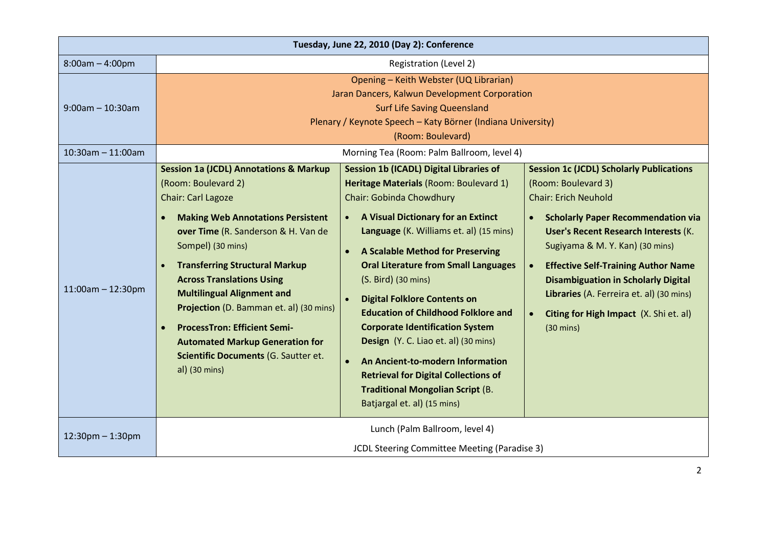| Tuesday, June 22, 2010 (Day 2): Conference | | | |
|---|---|---|---|
| 8:00am – 4:00pm | Registration (Level 2) | | |
| 9:00am – 10:30am | Opening – Keith Webster (UQ Librarian)<br>Jaran Dancers, Kalwun Development Corporation<br>Surf Life Saving Queensland<br>Plenary / Keynote Speech – Katy Börner (Indiana University)<br>(Room: Boulevard) | | |
| 10:30am – 11:00am | Morning Tea (Room: Palm Ballroom, level 4) | | |
| 11:00am – 12:30pm | **Session 1a (JCDL) Annotations & Markup** (Room: Boulevard 2)<br>Chair: Carl Lagoze<br>• **Making Web Annotations Persistent over Time** (R. Sanderson & H. Van de Sompel) (30 mins)<br>• **Transferring Structural Markup Across Translations Using Multilingual Alignment and Projection** (D. Bamman et. al) (30 mins)<br>• **ProcessTron: Efficient Semi-Automated Markup Generation for Scientific Documents** (G. Sautter et. al) (30 mins) | **Session 1b (ICADL) Digital Libraries of Heritage Materials** (Room: Boulevard 1)<br>Chair: Gobinda Chowdhury<br>• **A Visual Dictionary for an Extinct Language** (K. Williams et. al) (15 mins)<br>• **A Scalable Method for Preserving Oral Literature from Small Languages** (S. Bird) (30 mins)<br>• **Digital Folklore Contents on Education of Childhood Folklore and Corporate Identification System Design** (Y. C. Liao et. al) (30 mins)<br>• **An Ancient-to-modern Information Retrieval for Digital Collections of Traditional Mongolian Script** (B. Batjargal et. al) (15 mins) | **Session 1c (JCDL) Scholarly Publications** (Room: Boulevard 3)<br>Chair: Erich Neuhold<br>• **Scholarly Paper Recommendation via User's Recent Research Interests** (K. Sugiyama & M. Y. Kan) (30 mins)<br>• **Effective Self-Training Author Name Disambiguation in Scholarly Digital Libraries** (A. Ferreira et. al) (30 mins)<br>• **Citing for High Impact** (X. Shi et. al) (30 mins) |
| 12:30pm – 1:30pm | Lunch (Palm Ballroom, level 4)<br>JCDL Steering Committee Meeting (Paradise 3) | | |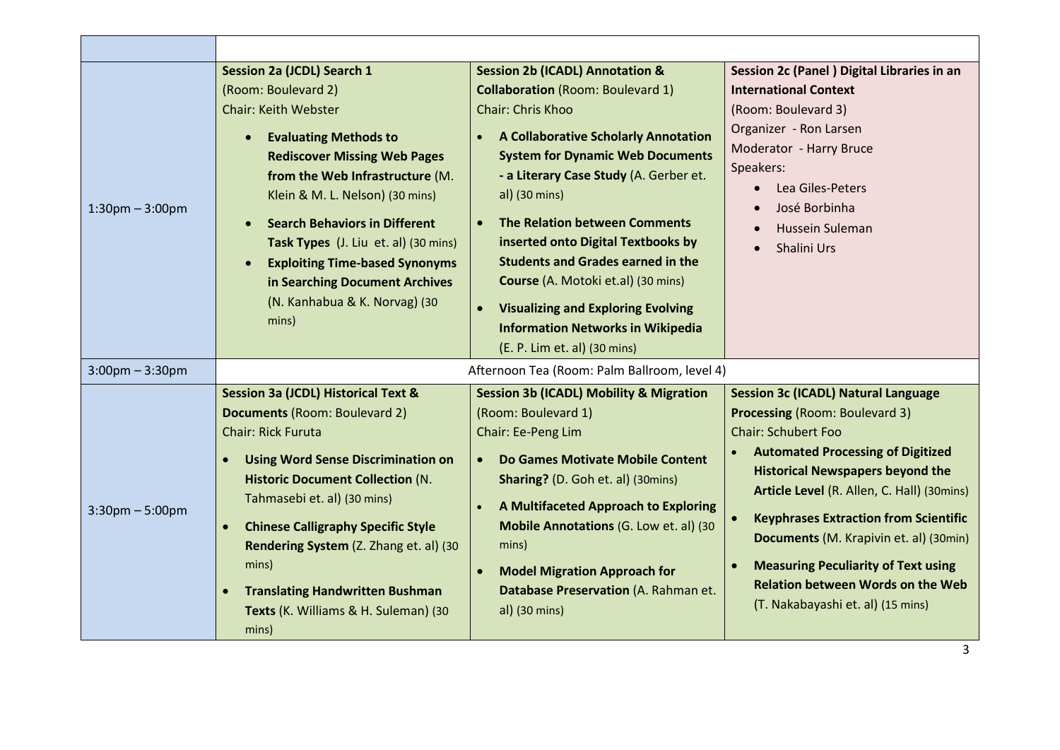| | | | |
|---|---|---|---|
| 1:30pm – 3:00pm | **Session 2a (JCDL) Search 1** (Room: Boulevard 2) Chair: Keith Webster<br>• **Evaluating Methods to Rediscover Missing Web Pages from the Web Infrastructure** (M. Klein & M. L. Nelson) (30 mins)<br>• **Search Behaviors in Different Task Types** (J. Liu et. al) (30 mins)<br>• **Exploiting Time-based Synonyms in Searching Document Archives** (N. Kanhabua & K. Norvag) (30 mins) | **Session 2b (ICADL) Annotation & Collaboration** (Room: Boulevard 1) Chair: Chris Khoo<br>• **A Collaborative Scholarly Annotation System for Dynamic Web Documents - a Literary Case Study** (A. Gerber et. al) (30 mins)<br>• **The Relation between Comments inserted onto Digital Textbooks by Students and Grades earned in the Course** (A. Motoki et.al) (30 mins)<br>• **Visualizing and Exploring Evolving Information Networks in Wikipedia** (E. P. Lim et. al) (30 mins) | **Session 2c (Panel ) Digital Libraries in an International Context** (Room: Boulevard 3) Organizer - Ron Larsen Moderator - Harry Bruce Speakers:<br>• Lea Giles-Peters<br>• José Borbinha<br>• Hussein Suleman<br>• Shalini Urs |
| 3:00pm – 3:30pm | Afternoon Tea (Room: Palm Ballroom, level 4) | | |
| 3:30pm – 5:00pm | **Session 3a (JCDL) Historical Text & Documents** (Room: Boulevard 2) Chair: Rick Furuta<br>• **Using Word Sense Discrimination on Historic Document Collection** (N. Tahmasebi et. al) (30 mins)<br>• **Chinese Calligraphy Specific Style Rendering System** (Z. Zhang et. al) (30 mins)<br>• **Translating Handwritten Bushman Texts** (K. Williams & H. Suleman) (30 mins) | **Session 3b (ICADL) Mobility & Migration** (Room: Boulevard 1) Chair: Ee-Peng Lim<br>• **Do Games Motivate Mobile Content Sharing?** (D. Goh et. al) (30mins)<br>• **A Multifaceted Approach to Exploring Mobile Annotations** (G. Low et. al) (30 mins)<br>• **Model Migration Approach for Database Preservation** (A. Rahman et. al) (30 mins) | **Session 3c (ICADL) Natural Language Processing** (Room: Boulevard 3) Chair: Schubert Foo<br>• **Automated Processing of Digitized Historical Newspapers beyond the Article Level** (R. Allen, C. Hall) (30mins)<br>• **Keyphrases Extraction from Scientific Documents** (M. Krapivin et. al) (30min)<br>• **Measuring Peculiarity of Text using Relation between Words on the Web** (T. Nakabayashi et. al) (15 mins) |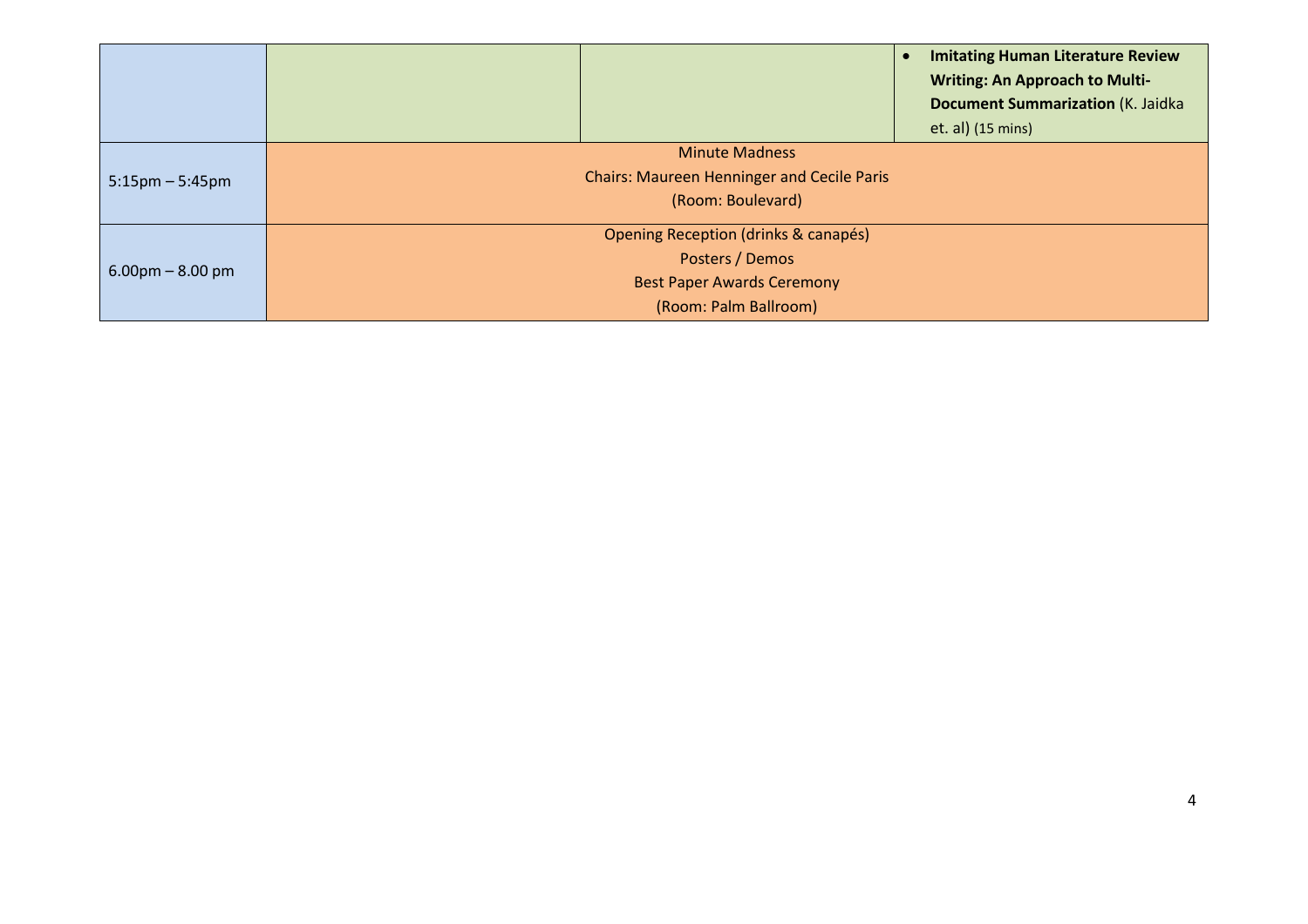| | | | |
|---|---|---|---|
| | | | • **Imitating Human Literature Review Writing: An Approach to Multi-Document Summarization** (K. Jaidka et. al) (15 mins) |
| 5:15pm – 5:45pm | Minute Madness<br>Chairs: Maureen Henninger and Cecile Paris<br>(Room: Boulevard) | | |
| 6.00pm – 8.00 pm | Opening Reception (drinks & canapés)<br>Posters / Demos<br>Best Paper Awards Ceremony<br>(Room: Palm Ballroom) | | |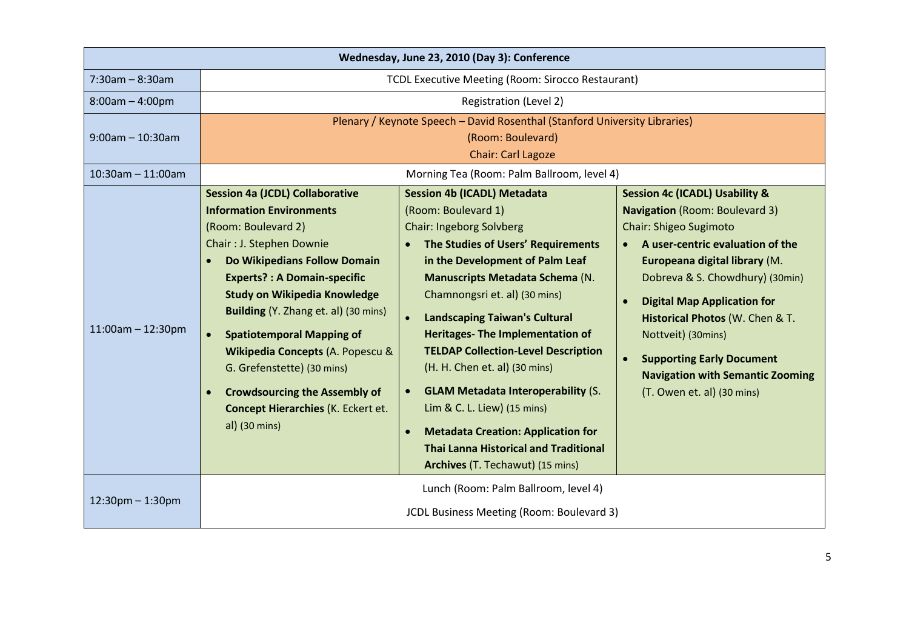| Wednesday, June 23, 2010 (Day 3): Conference | | | |
|---|---|---|---|
| 7:30am – 8:30am | TCDL Executive Meeting (Room: Sirocco Restaurant) | | |
| 8:00am – 4:00pm | Registration (Level 2) | | |
| 9:00am – 10:30am | Plenary / Keynote Speech – David Rosenthal (Stanford University Libraries)<br>(Room: Boulevard)<br>Chair: Carl Lagoze | | |
| 10:30am – 11:00am | Morning Tea (Room: Palm Ballroom, level 4) | | |
| 11:00am – 12:30pm | **Session 4a (JCDL) Collaborative Information Environments**<br>(Room: Boulevard 2)<br>Chair : J. Stephen Downie<br>• **Do Wikipedians Follow Domain Experts? : A Domain-specific Study on Wikipedia Knowledge Building** (Y. Zhang et. al) (30 mins)<br>• **Spatiotemporal Mapping of Wikipedia Concepts** (A. Popescu & G. Grefenstette) (30 mins)<br>• **Crowdsourcing the Assembly of Concept Hierarchies** (K. Eckert et. al) (30 mins) | **Session 4b (ICADL) Metadata**<br>(Room: Boulevard 1)<br>Chair: Ingeborg Solvberg<br>• **The Studies of Users' Requirements in the Development of Palm Leaf Manuscripts Metadata Schema** (N. Chamnongsri et. al) (30 mins)<br>• **Landscaping Taiwan's Cultural Heritages- The Implementation of TELDAP Collection-Level Description** (H. H. Chen et. al) (30 mins)<br>• **GLAM Metadata Interoperability** (S. Lim & C. L. Liew) (15 mins)<br>• **Metadata Creation: Application for Thai Lanna Historical and Traditional Archives** (T. Techawut) (15 mins) | **Session 4c (ICADL) Usability & Navigation** (Room: Boulevard 3)<br>Chair: Shigeo Sugimoto<br>• **A user-centric evaluation of the Europeana digital library** (M. Dobreva & S. Chowdhury) (30min)<br>• **Digital Map Application for Historical Photos** (W. Chen & T. Nottveit) (30mins)<br>• **Supporting Early Document Navigation with Semantic Zooming** (T. Owen et. al) (30 mins) |
| 12:30pm – 1:30pm | Lunch (Room: Palm Ballroom, level 4)<br>JCDL Business Meeting (Room: Boulevard 3) | | |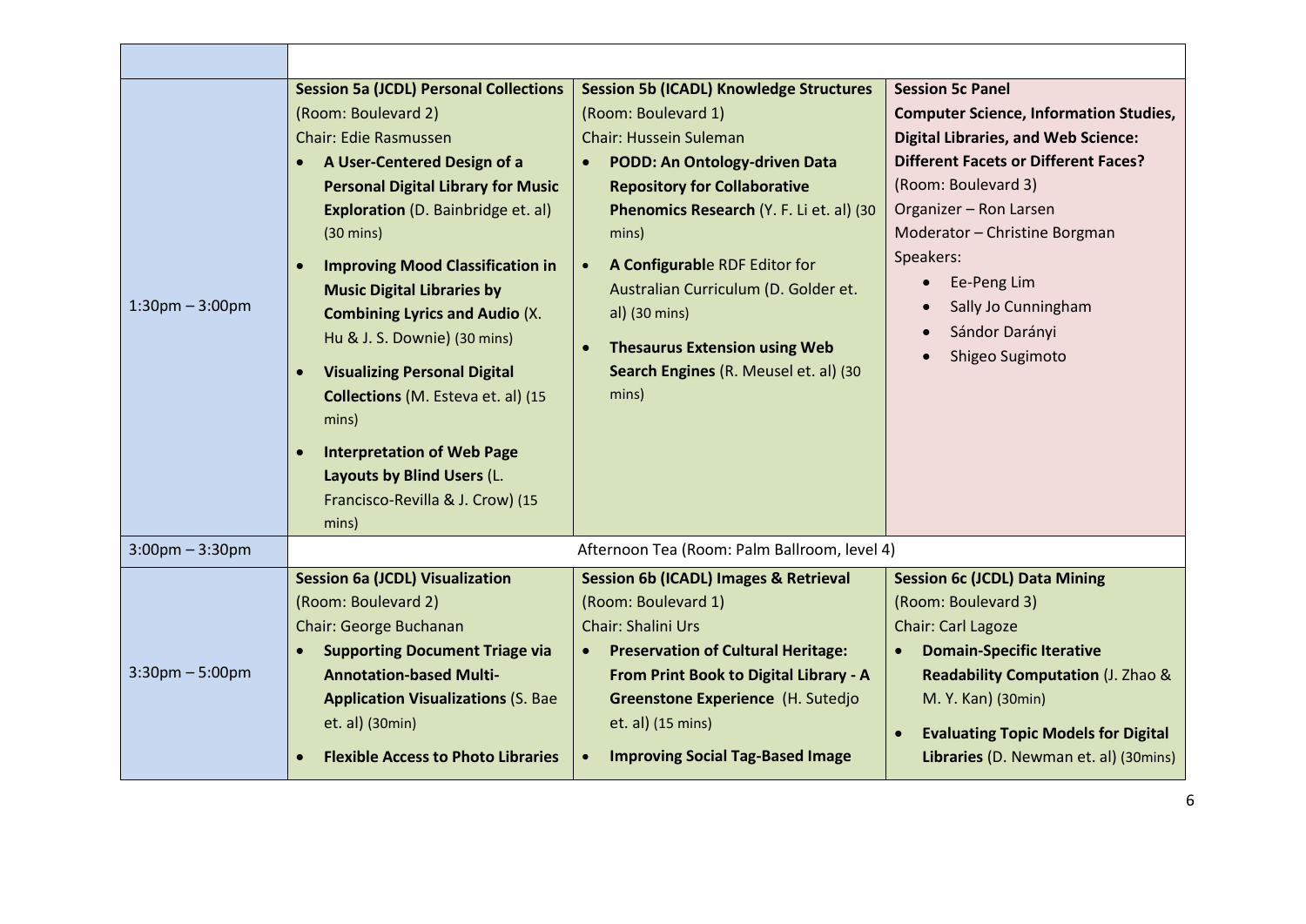| | | | |
|---|---|---|---|
| 1:30pm – 3:00pm | **Session 5a (JCDL) Personal Collections**<br>(Room: Boulevard 2)<br>Chair: Edie Rasmussen<br>• **A User-Centered Design of a Personal Digital Library for Music Exploration** (D. Bainbridge et. al) (30 mins)<br>• **Improving Mood Classification in Music Digital Libraries by Combining Lyrics and Audio** (X. Hu & J. S. Downie) (30 mins)<br>• **Visualizing Personal Digital Collections** (M. Esteva et. al) (15 mins)<br>• **Interpretation of Web Page Layouts by Blind Users** (L. Francisco-Revilla & J. Crow) (15 mins) | **Session 5b (ICADL) Knowledge Structures**<br>(Room: Boulevard 1)<br>Chair: Hussein Suleman<br>• **PODD: An Ontology-driven Data Repository for Collaborative Phenomics Research** (Y. F. Li et. al) (30 mins)<br>• **A Configurabl**e RDF Editor for Australian Curriculum (D. Golder et. al) (30 mins)<br>• **Thesaurus Extension using Web Search Engines** (R. Meusel et. al) (30 mins) | **Session 5c Panel**<br>**Computer Science, Information Studies, Digital Libraries, and Web Science: Different Facets or Different Faces?**<br>(Room: Boulevard 3)<br>Organizer – Ron Larsen<br>Moderator – Christine Borgman<br>Speakers:<br>• Ee-Peng Lim<br>• Sally Jo Cunningham<br>• Sándor Darányi<br>• Shigeo Sugimoto |
| 3:00pm – 3:30pm | Afternoon Tea (Room: Palm Ballroom, level 4) | | |
| 3:30pm – 5:00pm | **Session 6a (JCDL) Visualization**<br>(Room: Boulevard 2)<br>Chair: George Buchanan<br>• **Supporting Document Triage via Annotation-based Multi-Application Visualizations** (S. Bae et. al) (30min)<br>• **Flexible Access to Photo Libraries** | **Session 6b (ICADL) Images & Retrieval**<br>(Room: Boulevard 1)<br>Chair: Shalini Urs<br>• **Preservation of Cultural Heritage: From Print Book to Digital Library - A Greenstone Experience** (H. Sutedjo et. al) (15 mins)<br>• **Improving Social Tag-Based Image** | **Session 6c (JCDL) Data Mining**<br>(Room: Boulevard 3)<br>Chair: Carl Lagoze<br>• **Domain-Specific Iterative Readability Computation** (J. Zhao & M. Y. Kan) (30min)<br>• **Evaluating Topic Models for Digital Libraries** (D. Newman et. al) (30mins) |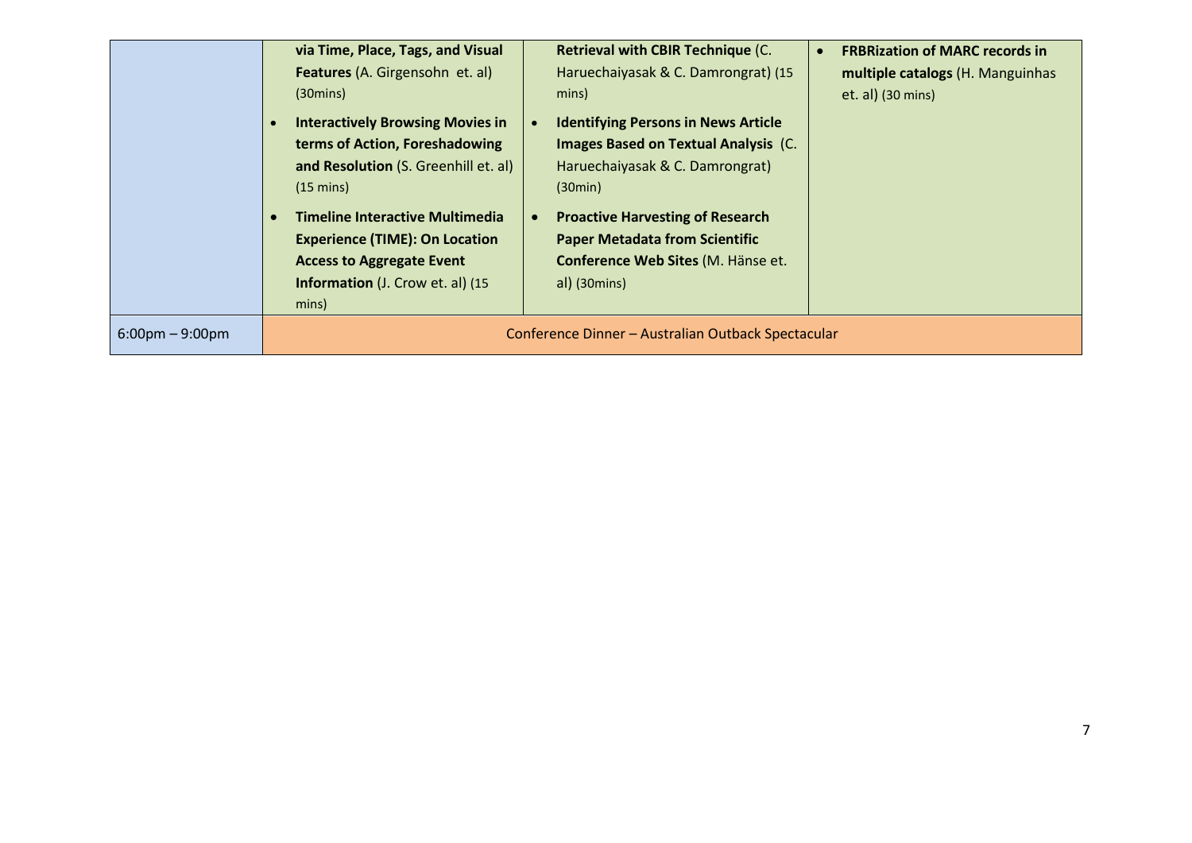| | | | |
|---|---|---|---|
| | **via Time, Place, Tags, and Visual Features** (A. Girgensohn et. al) (30mins)<br>• **Interactively Browsing Movies in terms of Action, Foreshadowing and Resolution** (S. Greenhill et. al) (15 mins)<br>• **Timeline Interactive Multimedia Experience (TIME): On Location Access to Aggregate Event Information** (J. Crow et. al) (15 mins) | **Retrieval with CBIR Technique** (C. Haruechaiyasak & C. Damrongrat) (15 mins)<br>• **Identifying Persons in News Article Images Based on Textual Analysis** (C. Haruechaiyasak & C. Damrongrat) (30min)<br>• **Proactive Harvesting of Research Paper Metadata from Scientific Conference Web Sites** (M. Hänse et. al) (30mins) | • **FRBRization of MARC records in multiple catalogs** (H. Manguinhas et. al) (30 mins) |
| 6:00pm – 9:00pm | Conference Dinner – Australian Outback Spectacular | | |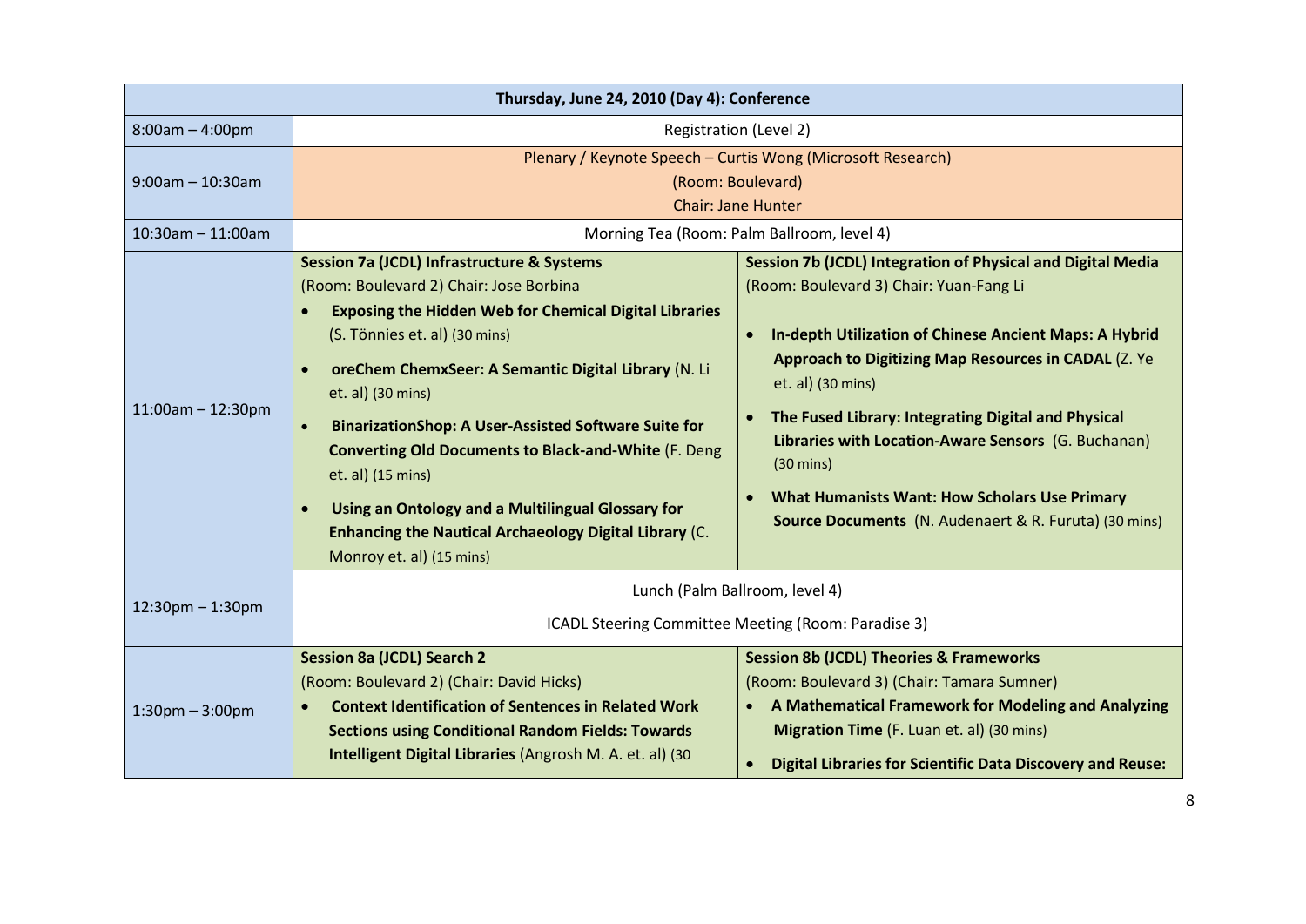| Thursday, June 24, 2010 (Day 4): Conference | | |
|---|---|---|
| 8:00am – 4:00pm | Registration (Level 2) | |
| 9:00am – 10:30am | Plenary / Keynote Speech – Curtis Wong (Microsoft Research)<br>(Room: Boulevard)<br>Chair: Jane Hunter | |
| 10:30am – 11:00am | Morning Tea (Room: Palm Ballroom, level 4) | |
| 11:00am – 12:30pm | **Session 7a (JCDL) Infrastructure & Systems**<br>(Room: Boulevard 2) Chair: Jose Borbina<br>• **Exposing the Hidden Web for Chemical Digital Libraries** (S. Tönnies et. al) (30 mins)<br>• **oreChem ChemxSeer: A Semantic Digital Library** (N. Li et. al) (30 mins)<br>• **BinarizationShop: A User-Assisted Software Suite for Converting Old Documents to Black-and-White** (F. Deng et. al) (15 mins)<br>• **Using an Ontology and a Multilingual Glossary for Enhancing the Nautical Archaeology Digital Library** (C. Monroy et. al) (15 mins) | **Session 7b (JCDL) Integration of Physical and Digital Media**<br>(Room: Boulevard 3) Chair: Yuan-Fang Li<br>• **In-depth Utilization of Chinese Ancient Maps: A Hybrid Approach to Digitizing Map Resources in CADAL** (Z. Ye et. al) (30 mins)<br>• **The Fused Library: Integrating Digital and Physical Libraries with Location-Aware Sensors** (G. Buchanan) (30 mins)<br>• **What Humanists Want: How Scholars Use Primary Source Documents** (N. Audenaert & R. Furuta) (30 mins) |
| 12:30pm – 1:30pm | Lunch (Palm Ballroom, level 4)<br>ICADL Steering Committee Meeting (Room: Paradise 3) | |
| 1:30pm – 3:00pm | **Session 8a (JCDL) Search 2**<br>(Room: Boulevard 2) (Chair: David Hicks)<br>• **Context Identification of Sentences in Related Work Sections using Conditional Random Fields: Towards Intelligent Digital Libraries** (Angrosh M. A. et. al) (30 | **Session 8b (JCDL) Theories & Frameworks**<br>(Room: Boulevard 3) (Chair: Tamara Sumner)<br>• **A Mathematical Framework for Modeling and Analyzing Migration Time** (F. Luan et. al) (30 mins)<br>• **Digital Libraries for Scientific Data Discovery and Reuse:** |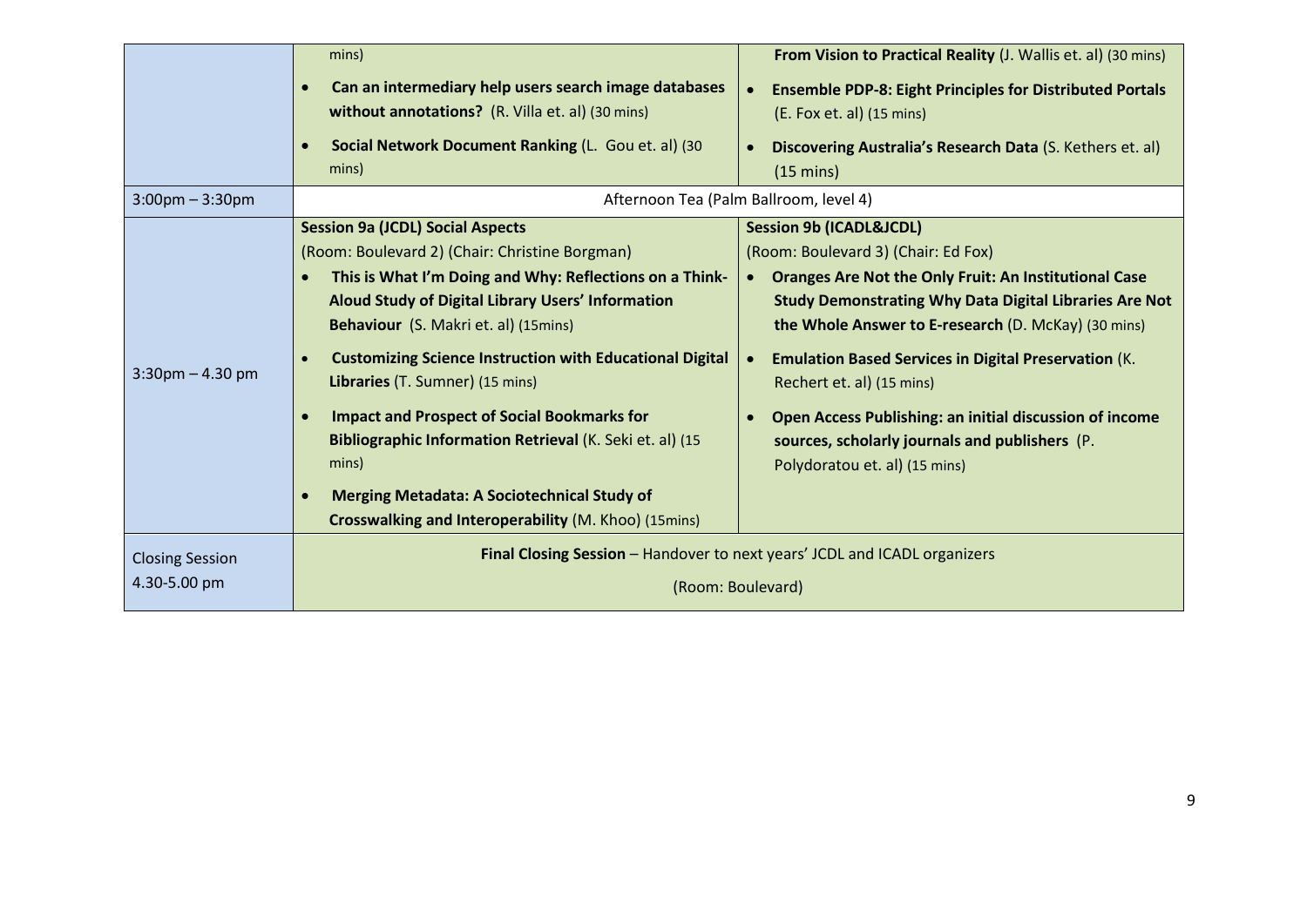| | | |
|---|---|---|
| | mins)<br>• **Can an intermediary help users search image databases without annotations?** (R. Villa et. al) (30 mins)<br>• **Social Network Document Ranking** (L. Gou et. al) (30 mins) | **From Vision to Practical Reality** (J. Wallis et. al) (30 mins)<br>• **Ensemble PDP-8: Eight Principles for Distributed Portals** (E. Fox et. al) (15 mins)<br>• **Discovering Australia's Research Data** (S. Kethers et. al) (15 mins) |
| 3:00pm – 3:30pm | Afternoon Tea (Palm Ballroom, level 4) | |
| 3:30pm – 4.30 pm | **Session 9a (JCDL) Social Aspects**<br>(Room: Boulevard 2) (Chair: Christine Borgman)<br>• **This is What I'm Doing and Why: Reflections on a Think-Aloud Study of Digital Library Users' Information Behaviour** (S. Makri et. al) (15mins)<br>• **Customizing Science Instruction with Educational Digital Libraries** (T. Sumner) (15 mins)<br>• **Impact and Prospect of Social Bookmarks for Bibliographic Information Retrieval** (K. Seki et. al) (15 mins)<br>• **Merging Metadata: A Sociotechnical Study of Crosswalking and Interoperability** (M. Khoo) (15mins) | **Session 9b (ICADL&JCDL)**<br>(Room: Boulevard 3) (Chair: Ed Fox)<br>• **Oranges Are Not the Only Fruit: An Institutional Case Study Demonstrating Why Data Digital Libraries Are Not the Whole Answer to E-research** (D. McKay) (30 mins)<br>• **Emulation Based Services in Digital Preservation** (K. Rechert et. al) (15 mins)<br>• **Open Access Publishing: an initial discussion of income sources, scholarly journals and publishers** (P. Polydoratou et. al) (15 mins) |
| Closing Session 4.30-5.00 pm | **Final Closing Session** – Handover to next years' JCDL and ICADL organizers<br>(Room: Boulevard) | |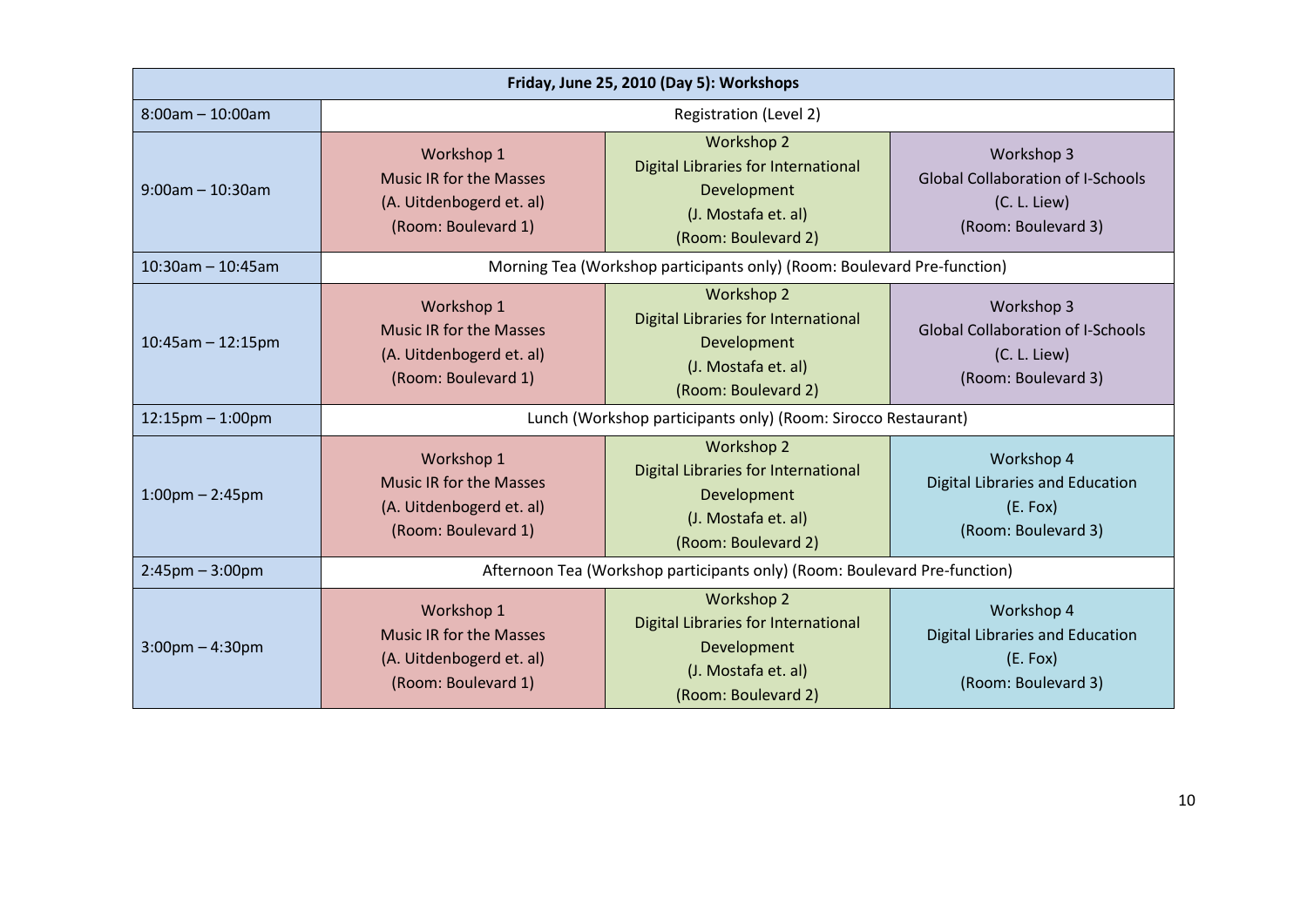| Friday, June 25, 2010 (Day 5): Workshops | | | |
|---|---|---|---|
| 8:00am – 10:00am | Registration (Level 2) | | |
| 9:00am – 10:30am | Workshop 1<br>Music IR for the Masses<br>(A. Uitdenbogerd et. al)<br>(Room: Boulevard 1) | Workshop 2<br>Digital Libraries for International Development<br>(J. Mostafa et. al)<br>(Room: Boulevard 2) | Workshop 3<br>Global Collaboration of I-Schools<br>(C. L. Liew)<br>(Room: Boulevard 3) |
| 10:30am – 10:45am | Morning Tea (Workshop participants only) (Room: Boulevard Pre-function) | | |
| 10:45am – 12:15pm | Workshop 1<br>Music IR for the Masses<br>(A. Uitdenbogerd et. al)<br>(Room: Boulevard 1) | Workshop 2<br>Digital Libraries for International Development<br>(J. Mostafa et. al)<br>(Room: Boulevard 2) | Workshop 3<br>Global Collaboration of I-Schools<br>(C. L. Liew)<br>(Room: Boulevard 3) |
| 12:15pm – 1:00pm | Lunch (Workshop participants only) (Room: Sirocco Restaurant) | | |
| 1:00pm – 2:45pm | Workshop 1<br>Music IR for the Masses<br>(A. Uitdenbogerd et. al)<br>(Room: Boulevard 1) | Workshop 2<br>Digital Libraries for International Development<br>(J. Mostafa et. al)<br>(Room: Boulevard 2) | Workshop 4<br>Digital Libraries and Education<br>(E. Fox)<br>(Room: Boulevard 3) |
| 2:45pm – 3:00pm | Afternoon Tea (Workshop participants only) (Room: Boulevard Pre-function) | | |
| 3:00pm – 4:30pm | Workshop 1<br>Music IR for the Masses<br>(A. Uitdenbogerd et. al)<br>(Room: Boulevard 1) | Workshop 2<br>Digital Libraries for International Development<br>(J. Mostafa et. al)<br>(Room: Boulevard 2) | Workshop 4<br>Digital Libraries and Education<br>(E. Fox)<br>(Room: Boulevard 3) |